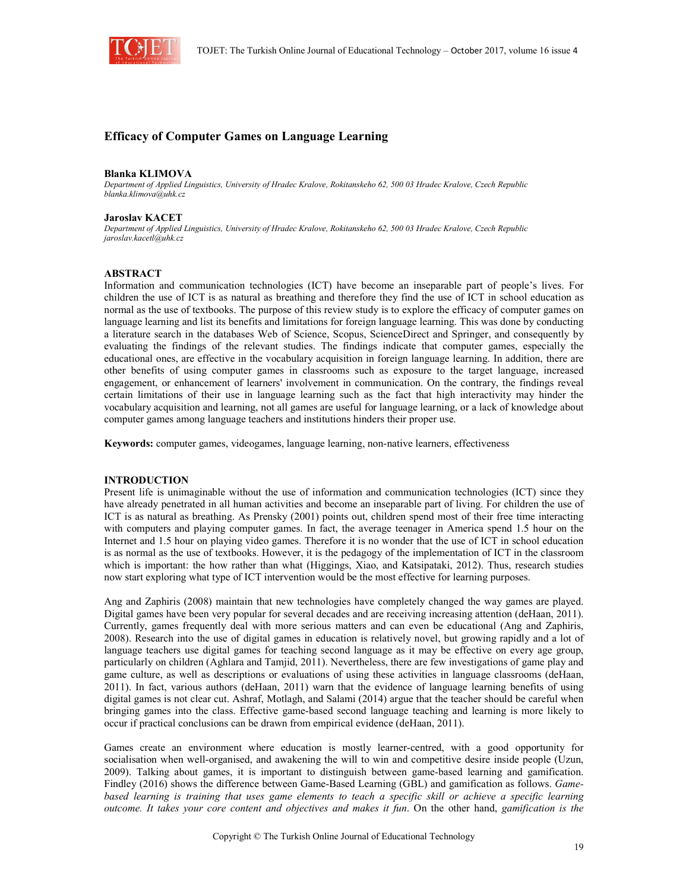# Efficacy of Computer Games on Language Learning

**Blanka KLIMOVA**
*Department of Applied Linguistics, University of Hradec Kralove, Rokitanskeho 62, 500 03 Hradec Kralove, Czech Republic*
*blanka.klimova@uhk.cz*

**Jaroslav KACET**
*Department of Applied Linguistics, University of Hradec Kralove, Rokitanskeho 62, 500 03 Hradec Kralove, Czech Republic*
*jaroslav.kacetl@uhk.cz*

## ABSTRACT

Information and communication technologies (ICT) have become an inseparable part of people's lives. For children the use of ICT is as natural as breathing and therefore they find the use of ICT in school education as normal as the use of textbooks. The purpose of this review study is to explore the efficacy of computer games on language learning and list its benefits and limitations for foreign language learning. This was done by conducting a literature search in the databases Web of Science, Scopus, ScienceDirect and Springer, and consequently by evaluating the findings of the relevant studies. The findings indicate that computer games, especially the educational ones, are effective in the vocabulary acquisition in foreign language learning. In addition, there are other benefits of using computer games in classrooms such as exposure to the target language, increased engagement, or enhancement of learners' involvement in communication. On the contrary, the findings reveal certain limitations of their use in language learning such as the fact that high interactivity may hinder the vocabulary acquisition and learning, not all games are useful for language learning, or a lack of knowledge about computer games among language teachers and institutions hinders their proper use.

**Keywords:** computer games, videogames, language learning, non-native learners, effectiveness

## INTRODUCTION

Present life is unimaginable without the use of information and communication technologies (ICT) since they have already penetrated in all human activities and become an inseparable part of living. For children the use of ICT is as natural as breathing. As Prensky (2001) points out, children spend most of their free time interacting with computers and playing computer games. In fact, the average teenager in America spend 1.5 hour on the Internet and 1.5 hour on playing video games. Therefore it is no wonder that the use of ICT in school education is as normal as the use of textbooks. However, it is the pedagogy of the implementation of ICT in the classroom which is important: the how rather than what (Higgings, Xiao, and Katsipataki, 2012). Thus, research studies now start exploring what type of ICT intervention would be the most effective for learning purposes.

Ang and Zaphiris (2008) maintain that new technologies have completely changed the way games are played. Digital games have been very popular for several decades and are receiving increasing attention (deHaan, 2011). Currently, games frequently deal with more serious matters and can even be educational (Ang and Zaphiris, 2008). Research into the use of digital games in education is relatively novel, but growing rapidly and a lot of language teachers use digital games for teaching second language as it may be effective on every age group, particularly on children (Aghlara and Tamjid, 2011). Nevertheless, there are few investigations of game play and game culture, as well as descriptions or evaluations of using these activities in language classrooms (deHaan, 2011). In fact, various authors (deHaan, 2011) warn that the evidence of language learning benefits of using digital games is not clear cut. Ashraf, Motlagh, and Salami (2014) argue that the teacher should be careful when bringing games into the class. Effective game-based second language teaching and learning is more likely to occur if practical conclusions can be drawn from empirical evidence (deHaan, 2011).

Games create an environment where education is mostly learner-centred, with a good opportunity for socialisation when well-organised, and awakening the will to win and competitive desire inside people (Uzun, 2009). Talking about games, it is important to distinguish between game-based learning and gamification. Findley (2016) shows the difference between Game-Based Learning (GBL) and gamification as follows. *Game-based learning is training that uses game elements to teach a specific skill or achieve a specific learning outcome. It takes your core content and objectives and makes it fun*. On the other hand, *gamification is the*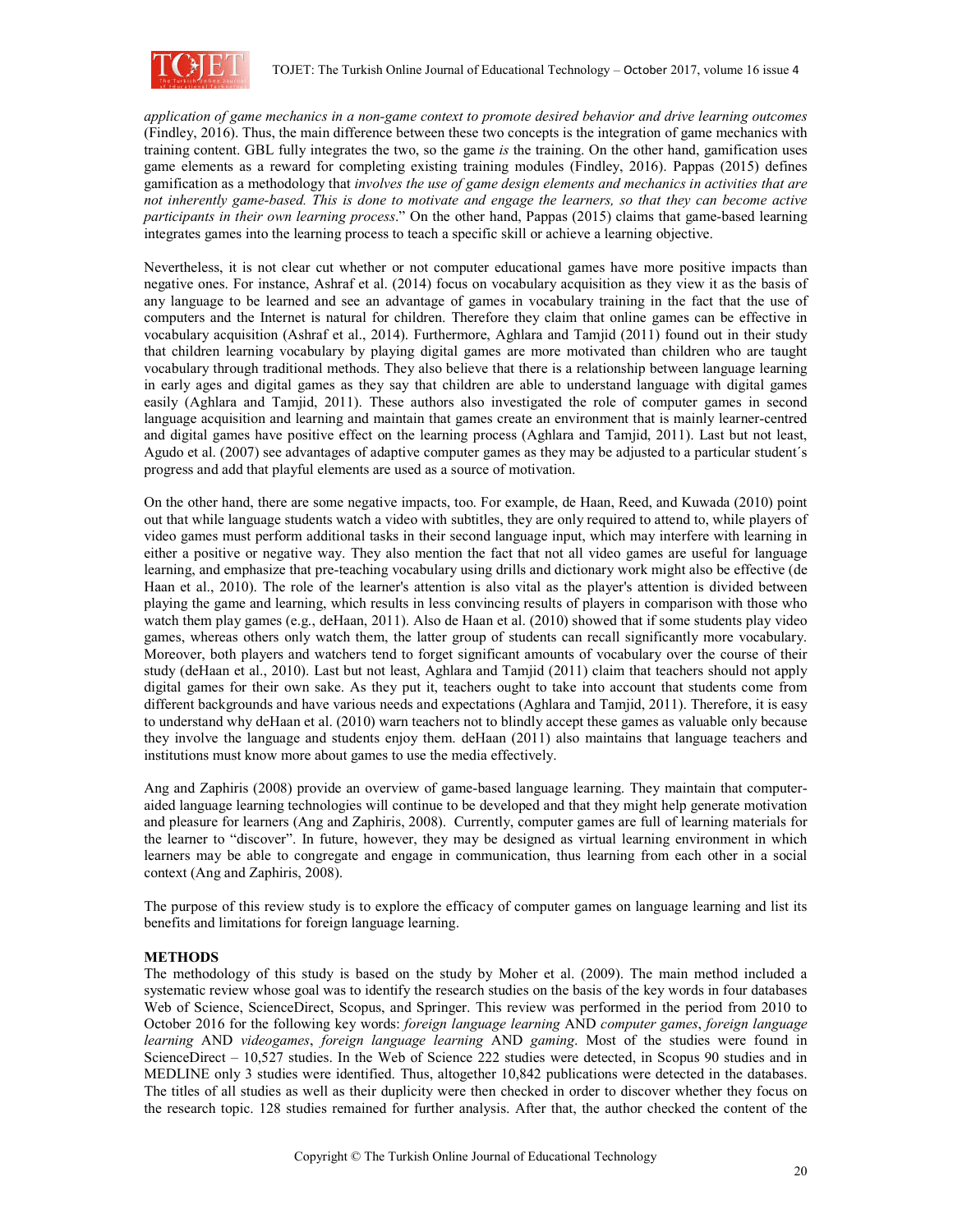*application of game mechanics in a non-game context to promote desired behavior and drive learning outcomes* (Findley, 2016). Thus, the main difference between these two concepts is the integration of game mechanics with training content. GBL fully integrates the two, so the game *is* the training. On the other hand, gamification uses game elements as a reward for completing existing training modules (Findley, 2016). Pappas (2015) defines gamification as a methodology that *involves the use of game design elements and mechanics in activities that are not inherently game-based. This is done to motivate and engage the learners, so that they can become active participants in their own learning process*." On the other hand, Pappas (2015) claims that game-based learning integrates games into the learning process to teach a specific skill or achieve a learning objective.

Nevertheless, it is not clear cut whether or not computer educational games have more positive impacts than negative ones. For instance, Ashraf et al. (2014) focus on vocabulary acquisition as they view it as the basis of any language to be learned and see an advantage of games in vocabulary training in the fact that the use of computers and the Internet is natural for children. Therefore they claim that online games can be effective in vocabulary acquisition (Ashraf et al., 2014). Furthermore, Aghlara and Tamjid (2011) found out in their study that children learning vocabulary by playing digital games are more motivated than children who are taught vocabulary through traditional methods. They also believe that there is a relationship between language learning in early ages and digital games as they say that children are able to understand language with digital games easily (Aghlara and Tamjid, 2011). These authors also investigated the role of computer games in second language acquisition and learning and maintain that games create an environment that is mainly learner-centred and digital games have positive effect on the learning process (Aghlara and Tamjid, 2011). Last but not least, Agudo et al. (2007) see advantages of adaptive computer games as they may be adjusted to a particular student´s progress and add that playful elements are used as a source of motivation.

On the other hand, there are some negative impacts, too. For example, de Haan, Reed, and Kuwada (2010) point out that while language students watch a video with subtitles, they are only required to attend to, while players of video games must perform additional tasks in their second language input, which may interfere with learning in either a positive or negative way. They also mention the fact that not all video games are useful for language learning, and emphasize that pre-teaching vocabulary using drills and dictionary work might also be effective (de Haan et al., 2010). The role of the learner's attention is also vital as the player's attention is divided between playing the game and learning, which results in less convincing results of players in comparison with those who watch them play games (e.g., deHaan, 2011). Also de Haan et al. (2010) showed that if some students play video games, whereas others only watch them, the latter group of students can recall significantly more vocabulary. Moreover, both players and watchers tend to forget significant amounts of vocabulary over the course of their study (deHaan et al., 2010). Last but not least, Aghlara and Tamjid (2011) claim that teachers should not apply digital games for their own sake. As they put it, teachers ought to take into account that students come from different backgrounds and have various needs and expectations (Aghlara and Tamjid, 2011). Therefore, it is easy to understand why deHaan et al. (2010) warn teachers not to blindly accept these games as valuable only because they involve the language and students enjoy them. deHaan (2011) also maintains that language teachers and institutions must know more about games to use the media effectively.

Ang and Zaphiris (2008) provide an overview of game-based language learning. They maintain that computer-aided language learning technologies will continue to be developed and that they might help generate motivation and pleasure for learners (Ang and Zaphiris, 2008). Currently, computer games are full of learning materials for the learner to "discover". In future, however, they may be designed as virtual learning environment in which learners may be able to congregate and engage in communication, thus learning from each other in a social context (Ang and Zaphiris, 2008).

The purpose of this review study is to explore the efficacy of computer games on language learning and list its benefits and limitations for foreign language learning.

## METHODS

The methodology of this study is based on the study by Moher et al. (2009). The main method included a systematic review whose goal was to identify the research studies on the basis of the key words in four databases Web of Science, ScienceDirect, Scopus, and Springer. This review was performed in the period from 2010 to October 2016 for the following key words: *foreign language learning* AND *computer games*, *foreign language learning* AND *videogames*, *foreign language learning* AND *gaming*. Most of the studies were found in ScienceDirect – 10,527 studies. In the Web of Science 222 studies were detected, in Scopus 90 studies and in MEDLINE only 3 studies were identified. Thus, altogether 10,842 publications were detected in the databases. The titles of all studies as well as their duplicity were then checked in order to discover whether they focus on the research topic. 128 studies remained for further analysis. After that, the author checked the content of the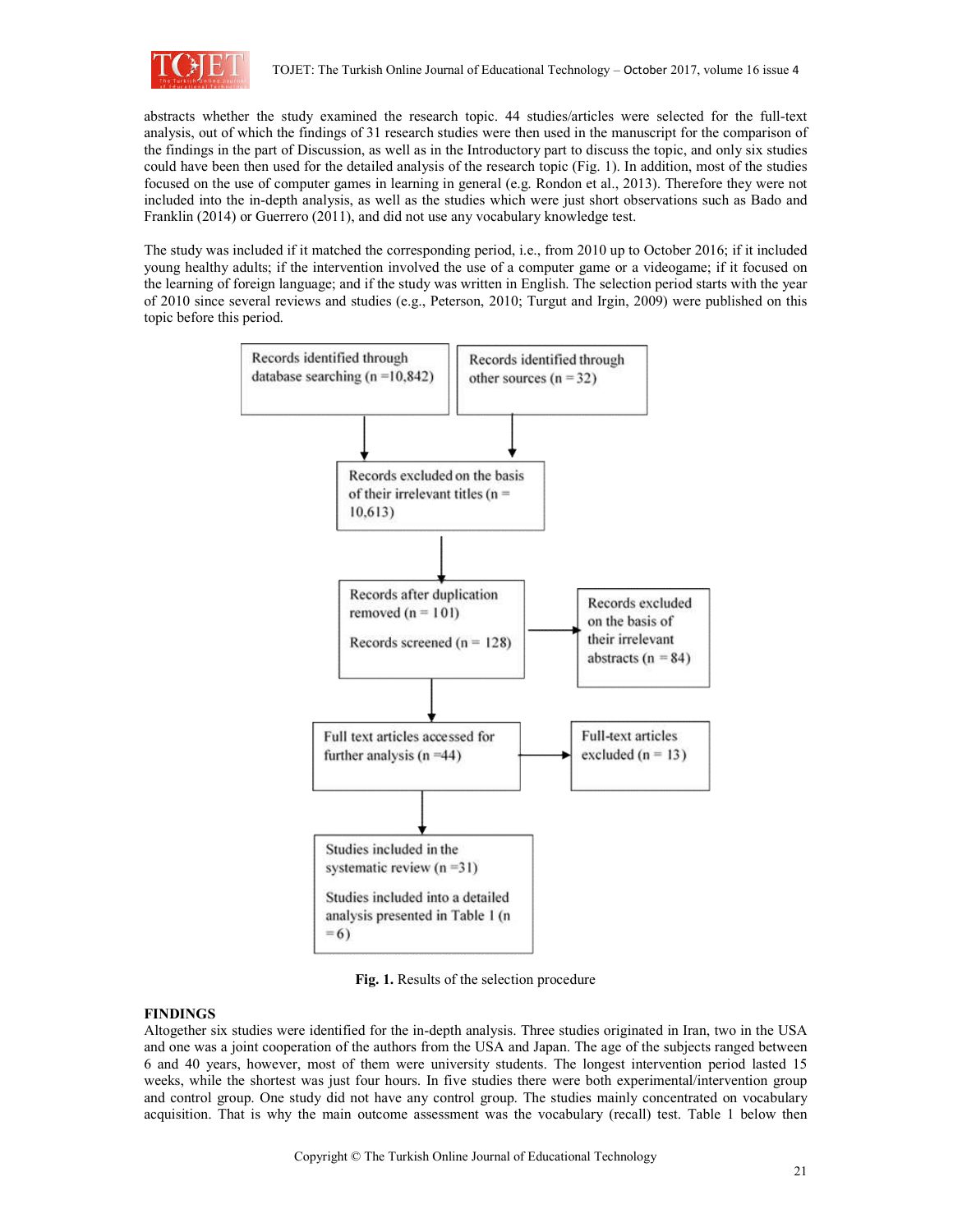abstracts whether the study examined the research topic. 44 studies/articles were selected for the full-text analysis, out of which the findings of 31 research studies were then used in the manuscript for the comparison of the findings in the part of Discussion, as well as in the Introductory part to discuss the topic, and only six studies could have been then used for the detailed analysis of the research topic (Fig. 1). In addition, most of the studies focused on the use of computer games in learning in general (e.g. Rondon et al., 2013). Therefore they were not included into the in-depth analysis, as well as the studies which were just short observations such as Bado and Franklin (2014) or Guerrero (2011), and did not use any vocabulary knowledge test.

The study was included if it matched the corresponding period, i.e., from 2010 up to October 2016; if it included young healthy adults; if the intervention involved the use of a computer game or a videogame; if it focused on the learning of foreign language; and if the study was written in English. The selection period starts with the year of 2010 since several reviews and studies (e.g., Peterson, 2010; Turgut and Irgin, 2009) were published on this topic before this period.

Records identified through database searching (n =10,842)

Records identified through other sources (n = 32)

Records excluded on the basis of their irrelevant titles (n = 10,613)

Records after duplication removed (n = 101)

Records screened (n = 128)

Records excluded on the basis of their irrelevant abstracts (n = 84)

Full text articles accessed for further analysis (n =44)

Full-text articles excluded (n = 13)

Studies included in the systematic review (n =31)

Studies included into a detailed analysis presented in Table 1 (n =6)

**Fig. 1.** Results of the selection procedure

## FINDINGS

Altogether six studies were identified for the in-depth analysis. Three studies originated in Iran, two in the USA and one was a joint cooperation of the authors from the USA and Japan. The age of the subjects ranged between 6 and 40 years, however, most of them were university students. The longest intervention period lasted 15 weeks, while the shortest was just four hours. In five studies there were both experimental/intervention group and control group. One study did not have any control group. The studies mainly concentrated on vocabulary acquisition. That is why the main outcome assessment was the vocabulary (recall) test. Table 1 below then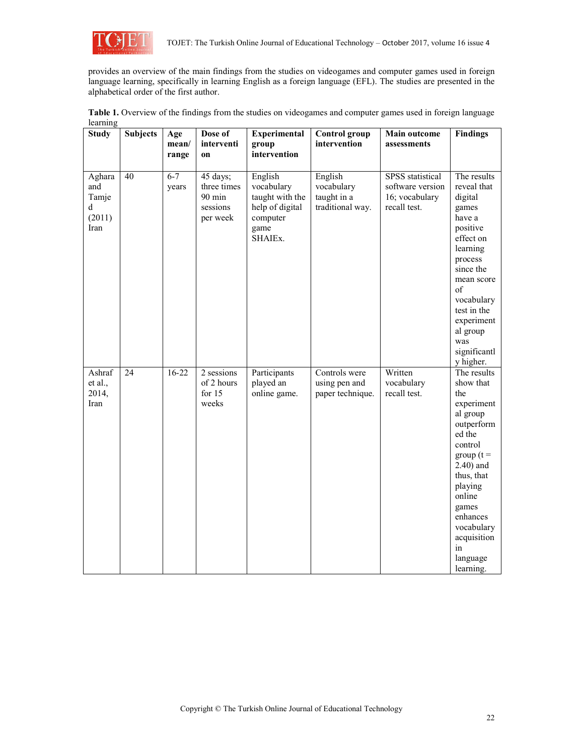provides an overview of the main findings from the studies on videogames and computer games used in foreign language learning, specifically in learning English as a foreign language (EFL). The studies are presented in the alphabetical order of the first author.

**Table 1.** Overview of the findings from the studies on videogames and computer games used in foreign language learning

| Study | Subjects | Age mean/ range | Dose of intervention | Experimental group intervention | Control group intervention | Main outcome assessments | Findings |
|---|---|---|---|---|---|---|---|
| Aghara and Tamjed (2011) Iran | 40 | 6-7 years | 45 days; three times 90 min sessions per week | English vocabulary taught with the help of digital computer game SHAIEx. | English vocabulary taught in a traditional way. | SPSS statistical software version 16; vocabulary recall test. | The results reveal that digital games have a positive effect on learning process since the mean score of vocabulary test in the experimental group was significantly higher. |
| Ashraf et al., 2014, Iran | 24 | 16-22 | 2 sessions of 2 hours for 15 weeks | Participants played an online game. | Controls were using pen and paper technique. | Written vocabulary recall test. | The results show that the experimental group outperformed the control group ($t = 2.40$) and thus, that playing online games enhances vocabulary acquisition in language learning. |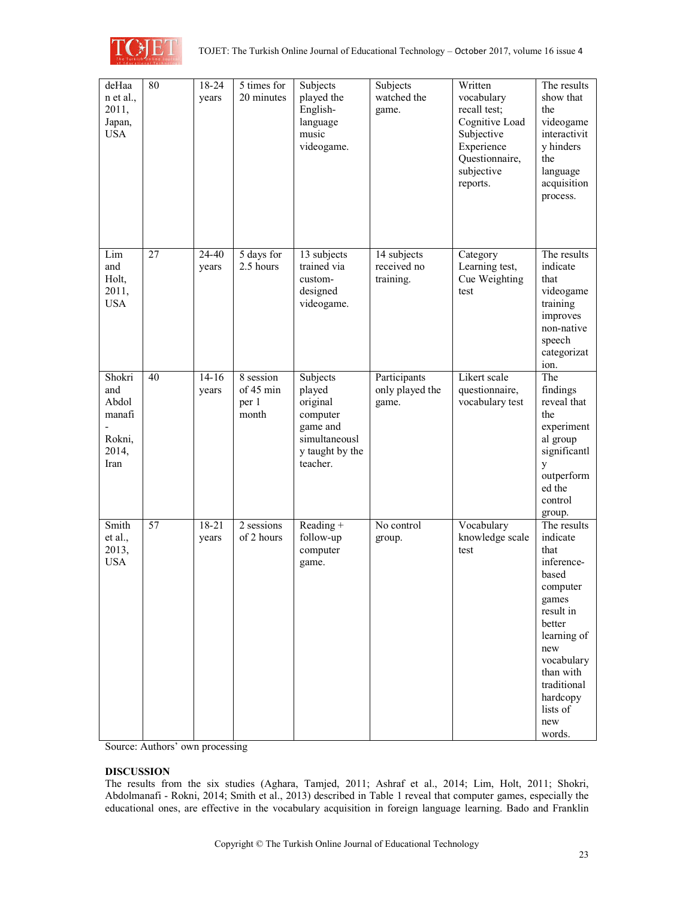| deHaan et al., 2011, Japan, USA | 80 | 18-24 years | 5 times for 20 minutes | Subjects played the English-language music videogame. | Subjects watched the game. | Written vocabulary recall test; Cognitive Load Subjective Experience Questionnaire, subjective reports. | The results show that the videogame interactivity hinders the language acquisition process. |
|---|---|---|---|---|---|---|---|
| Lim and Holt, 2011, USA | 27 | 24-40 years | 5 days for 2.5 hours | 13 subjects trained via custom-designed videogame. | 14 subjects received no training. | Category Learning test, Cue Weighting test | The results indicate that videogame training improves non-native speech categorization. |
| Shokri and Abdolmanafi - Rokni, 2014, Iran | 40 | 14-16 years | 8 session of 45 min per 1 month | Subjects played original computer game and simultaneously taught by the teacher. | Participants only played the game. | Likert scale questionnaire, vocabulary test | The findings reveal that the experimental group significantly outperformed the control group. |
| Smith et al., 2013, USA | 57 | 18-21 years | 2 sessions of 2 hours | Reading + follow-up computer game. | No control group. | Vocabulary knowledge scale test | The results indicate that inference-based computer games result in better learning of new vocabulary than with traditional hardcopy lists of new words. |

Source: Authors' own processing

**DISCUSSION**

The results from the six studies (Aghara, Tamjed, 2011; Ashraf et al., 2014; Lim, Holt, 2011; Shokri, Abdolmanafi - Rokni, 2014; Smith et al., 2013) described in Table 1 reveal that computer games, especially the educational ones, are effective in the vocabulary acquisition in foreign language learning. Bado and Franklin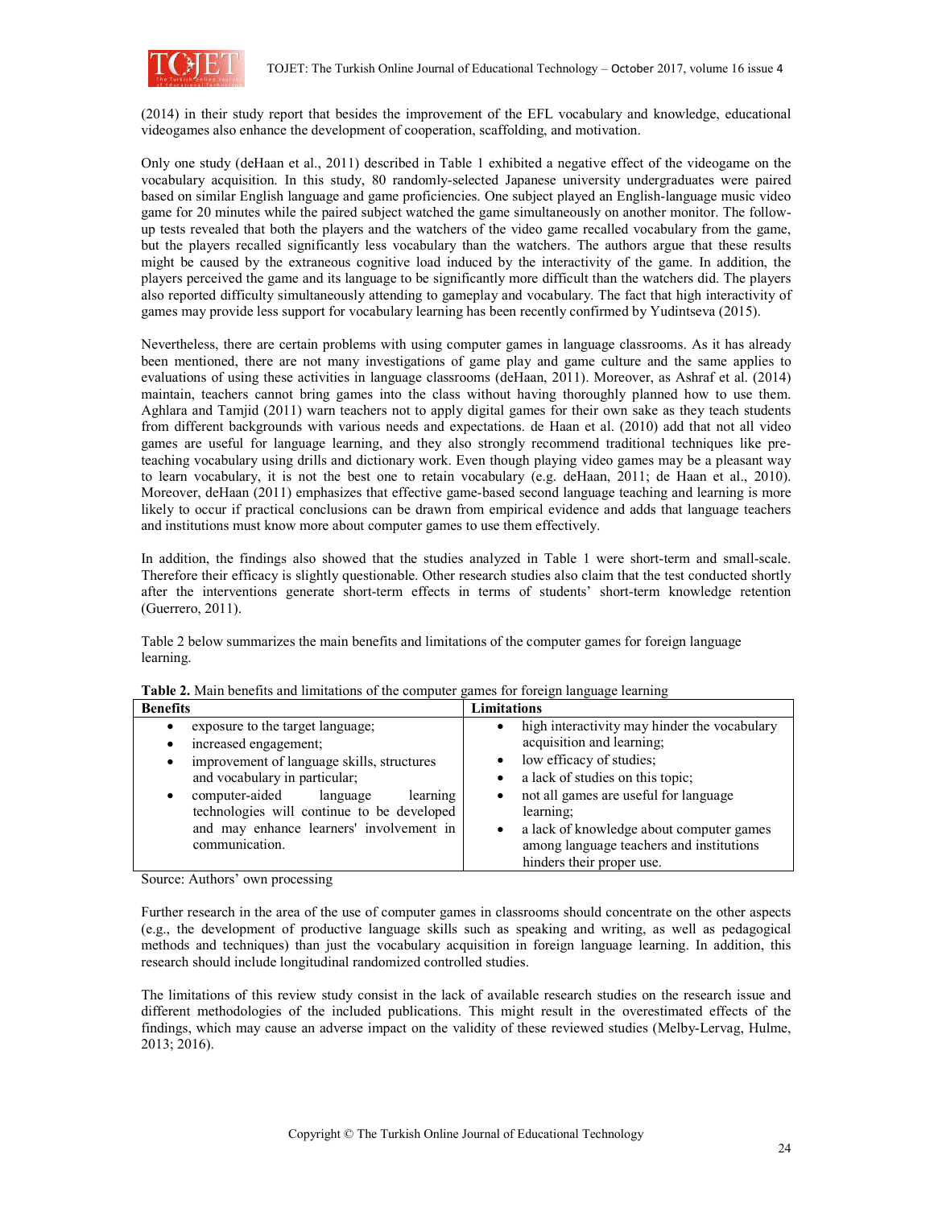(2014) in their study report that besides the improvement of the EFL vocabulary and knowledge, educational videogames also enhance the development of cooperation, scaffolding, and motivation.

Only one study (deHaan et al., 2011) described in Table 1 exhibited a negative effect of the videogame on the vocabulary acquisition. In this study, 80 randomly-selected Japanese university undergraduates were paired based on similar English language and game proficiencies. One subject played an English-language music video game for 20 minutes while the paired subject watched the game simultaneously on another monitor. The follow-up tests revealed that both the players and the watchers of the video game recalled vocabulary from the game, but the players recalled significantly less vocabulary than the watchers. The authors argue that these results might be caused by the extraneous cognitive load induced by the interactivity of the game. In addition, the players perceived the game and its language to be significantly more difficult than the watchers did. The players also reported difficulty simultaneously attending to gameplay and vocabulary. The fact that high interactivity of games may provide less support for vocabulary learning has been recently confirmed by Yudintseva (2015).

Nevertheless, there are certain problems with using computer games in language classrooms. As it has already been mentioned, there are not many investigations of game play and game culture and the same applies to evaluations of using these activities in language classrooms (deHaan, 2011). Moreover, as Ashraf et al. (2014) maintain, teachers cannot bring games into the class without having thoroughly planned how to use them. Aghlara and Tamjid (2011) warn teachers not to apply digital games for their own sake as they teach students from different backgrounds with various needs and expectations. de Haan et al. (2010) add that not all video games are useful for language learning, and they also strongly recommend traditional techniques like pre-teaching vocabulary using drills and dictionary work. Even though playing video games may be a pleasant way to learn vocabulary, it is not the best one to retain vocabulary (e.g. deHaan, 2011; de Haan et al., 2010). Moreover, deHaan (2011) emphasizes that effective game-based second language teaching and learning is more likely to occur if practical conclusions can be drawn from empirical evidence and adds that language teachers and institutions must know more about computer games to use them effectively.

In addition, the findings also showed that the studies analyzed in Table 1 were short-term and small-scale. Therefore their efficacy is slightly questionable. Other research studies also claim that the test conducted shortly after the interventions generate short-term effects in terms of students' short-term knowledge retention (Guerrero, 2011).

Table 2 below summarizes the main benefits and limitations of the computer games for foreign language learning.

**Table 2.** Main benefits and limitations of the computer games for foreign language learning

| Benefits | Limitations |
|---|---|
| • exposure to the target language;<br>• increased engagement;<br>• improvement of language skills, structures and vocabulary in particular;<br>• computer-aided language learning technologies will continue to be developed and may enhance learners' involvement in communication. | • high interactivity may hinder the vocabulary acquisition and learning;<br>• low efficacy of studies;<br>• a lack of studies on this topic;<br>• not all games are useful for language learning;<br>• a lack of knowledge about computer games among language teachers and institutions hinders their proper use. |

Source: Authors' own processing

Further research in the area of the use of computer games in classrooms should concentrate on the other aspects (e.g., the development of productive language skills such as speaking and writing, as well as pedagogical methods and techniques) than just the vocabulary acquisition in foreign language learning. In addition, this research should include longitudinal randomized controlled studies.

The limitations of this review study consist in the lack of available research studies on the research issue and different methodologies of the included publications. This might result in the overestimated effects of the findings, which may cause an adverse impact on the validity of these reviewed studies (Melby-Lervag, Hulme, 2013; 2016).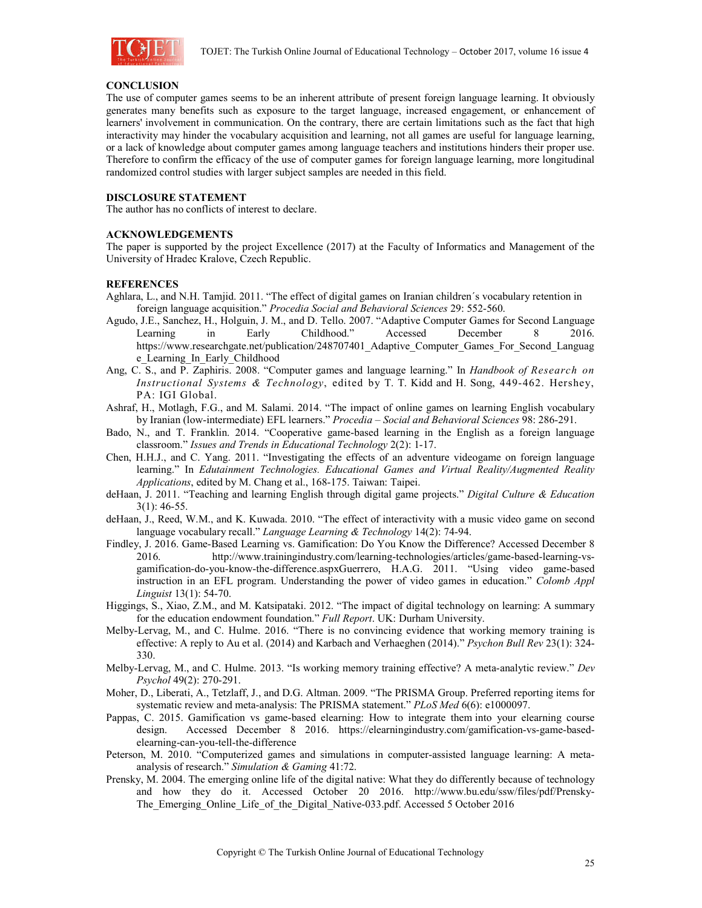## CONCLUSION

The use of computer games seems to be an inherent attribute of present foreign language learning. It obviously generates many benefits such as exposure to the target language, increased engagement, or enhancement of learners' involvement in communication. On the contrary, there are certain limitations such as the fact that high interactivity may hinder the vocabulary acquisition and learning, not all games are useful for language learning, or a lack of knowledge about computer games among language teachers and institutions hinders their proper use. Therefore to confirm the efficacy of the use of computer games for foreign language learning, more longitudinal randomized control studies with larger subject samples are needed in this field.

## DISCLOSURE STATEMENT

The author has no conflicts of interest to declare.

## ACKNOWLEDGEMENTS

The paper is supported by the project Excellence (2017) at the Faculty of Informatics and Management of the University of Hradec Kralove, Czech Republic.

## REFERENCES

Aghlara, L., and N.H. Tamjid. 2011. "The effect of digital games on Iranian children´s vocabulary retention in foreign language acquisition." *Procedia Social and Behavioral Sciences* 29: 552-560.

Agudo, J.E., Sanchez, H., Holguin, J. M., and D. Tello. 2007. "Adaptive Computer Games for Second Language Learning in Early Childhood." Accessed December 8 2016. https://www.researchgate.net/publication/248707401_Adaptive_Computer_Games_For_Second_Language_Learning_In_Early_Childhood

Ang, C. S., and P. Zaphiris. 2008. "Computer games and language learning." In *Handbook of Research on Instructional Systems & Technology*, edited by T. T. Kidd and H. Song, 449-462. Hershey, PA: IGI Global.

Ashraf, H., Motlagh, F.G., and M. Salami. 2014. "The impact of online games on learning English vocabulary by Iranian (low-intermediate) EFL learners." *Procedia – Social and Behavioral Sciences* 98: 286-291.

Bado, N., and T. Franklin. 2014. "Cooperative game-based learning in the English as a foreign language classroom." *Issues and Trends in Educational Technology* 2(2): 1-17.

Chen, H.H.J., and C. Yang. 2011. "Investigating the effects of an adventure videogame on foreign language learning." In *Edutainment Technologies. Educational Games and Virtual Reality/Augmented Reality Applications*, edited by M. Chang et al., 168-175. Taiwan: Taipei.

deHaan, J. 2011. "Teaching and learning English through digital game projects." *Digital Culture & Education* 3(1): 46-55.

deHaan, J., Reed, W.M., and K. Kuwada. 2010. "The effect of interactivity with a music video game on second language vocabulary recall." *Language Learning & Technology* 14(2): 74-94.

Findley, J. 2016. Game-Based Learning vs. Gamification: Do You Know the Difference? Accessed December 8 2016. http://www.trainingindustry.com/learning-technologies/articles/game-based-learning-vs-gamification-do-you-know-the-difference.aspxGuerrero, H.A.G. 2011. "Using video game-based instruction in an EFL program. Understanding the power of video games in education." *Colomb Appl Linguist* 13(1): 54-70.

Higgings, S., Xiao, Z.M., and M. Katsipataki. 2012. "The impact of digital technology on learning: A summary for the education endowment foundation." *Full Report*. UK: Durham University.

Melby-Lervag, M., and C. Hulme. 2016. "There is no convincing evidence that working memory training is effective: A reply to Au et al. (2014) and Karbach and Verhaeghen (2014)." *Psychon Bull Rev* 23(1): 324-330.

Melby-Lervag, M., and C. Hulme. 2013. "Is working memory training effective? A meta-analytic review." *Dev Psychol* 49(2): 270-291.

Moher, D., Liberati, A., Tetzlaff, J., and D.G. Altman. 2009. "The PRISMA Group. Preferred reporting items for systematic review and meta-analysis: The PRISMA statement." *PLoS Med* 6(6): e1000097.

Pappas, C. 2015. Gamification vs game-based elearning: How to integrate them into your elearning course design. Accessed December 8 2016. https://elearningindustry.com/gamification-vs-game-based-elearning-can-you-tell-the-difference

Peterson, M. 2010. "Computerized games and simulations in computer-assisted language learning: A meta-analysis of research." *Simulation & Gaming* 41:72.

Prensky, M. 2004. The emerging online life of the digital native: What they do differently because of technology and how they do it. Accessed October 20 2016. http://www.bu.edu/ssw/files/pdf/Prensky-The_Emerging_Online_Life_of_the_Digital_Native-033.pdf. Accessed 5 October 2016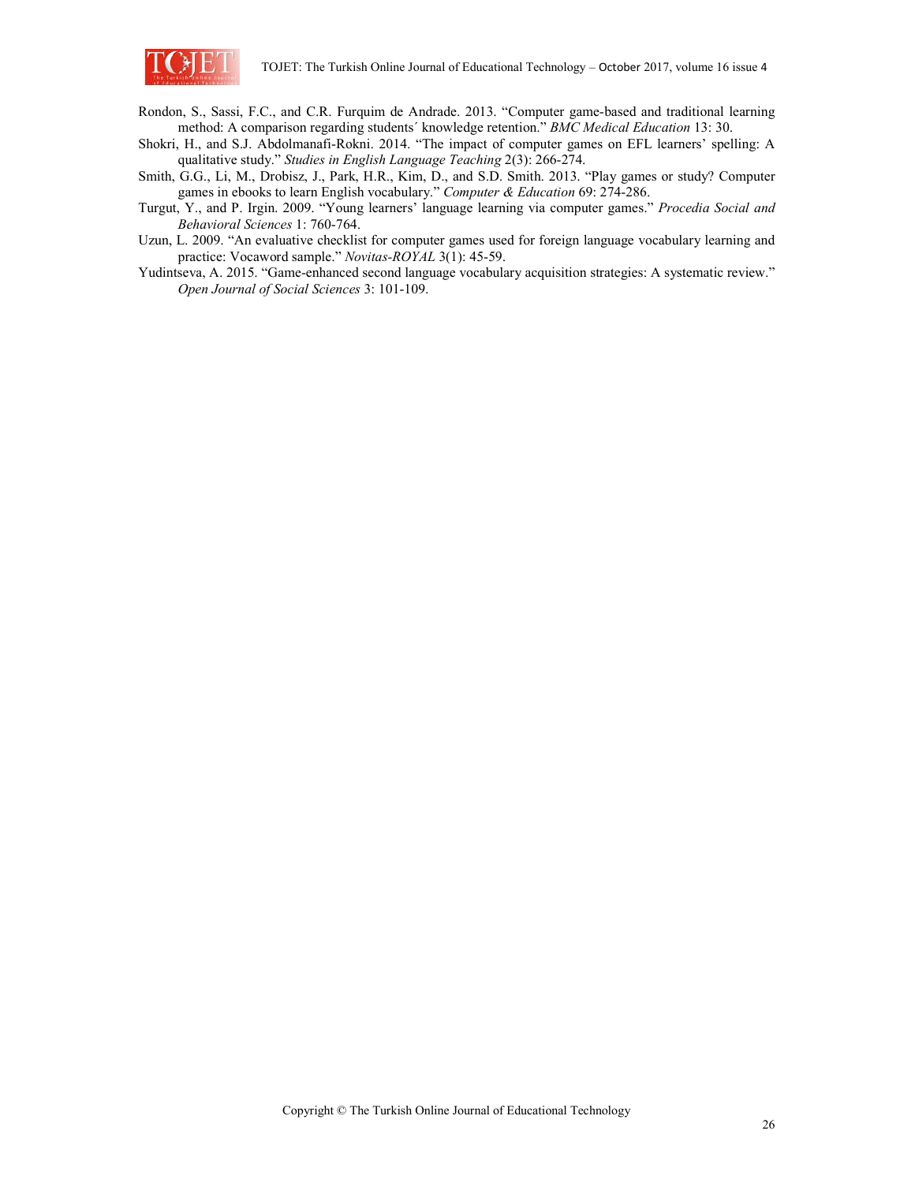Rondon, S., Sassi, F.C., and C.R. Furquim de Andrade. 2013. "Computer game-based and traditional learning method: A comparison regarding students´ knowledge retention." *BMC Medical Education* 13: 30.

Shokri, H., and S.J. Abdolmanafi-Rokni. 2014. "The impact of computer games on EFL learners' spelling: A qualitative study." *Studies in English Language Teaching* 2(3): 266-274.

Smith, G.G., Li, M., Drobisz, J., Park, H.R., Kim, D., and S.D. Smith. 2013. "Play games or study? Computer games in ebooks to learn English vocabulary." *Computer & Education* 69: 274-286.

Turgut, Y., and P. Irgin. 2009. "Young learners' language learning via computer games." *Procedia Social and Behavioral Sciences* 1: 760-764.

Uzun, L. 2009. "An evaluative checklist for computer games used for foreign language vocabulary learning and practice: Vocaword sample." *Novitas-ROYAL* 3(1): 45-59.

Yudintseva, A. 2015. "Game-enhanced second language vocabulary acquisition strategies: A systematic review." *Open Journal of Social Sciences* 3: 101-109.